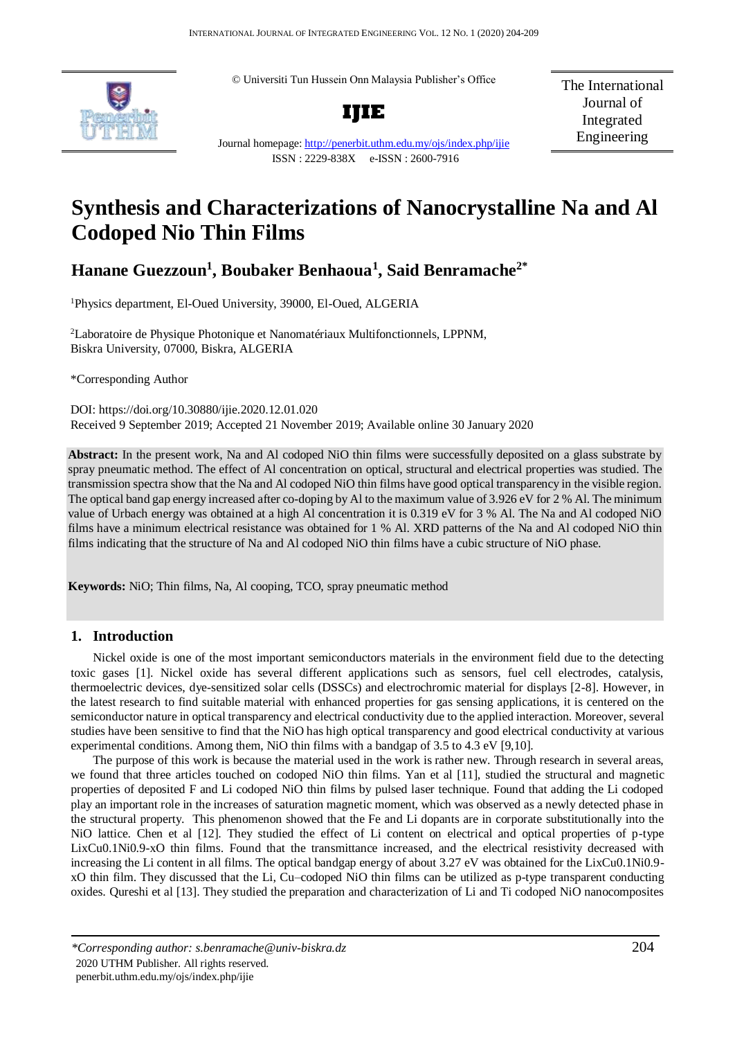© Universiti Tun Hussein Onn Malaysia Publisher's Office

**IJIE**

Journal homepage: http://penerbit.uthm.edu.my/ojs/index.php/ijie

ISSN : 2229-838X e-ISSN : 2600-7916

The International Journal of Integrated Engineering

# Synthesis and Characterizations of Nanocrystalline Na and Al Codoped Nio Thin Films

## Hanane Guezzoun[1], Boubaker Benhaoua[1], Said Benramache[2*]

[1]Physics department, El-Oued University, 39000, El-Oued, ALGERIA

[2]Laboratoire de Physique Photonique et Nanomatériaux Multifonctionnels, LPPNM, Biskra University, 07000, Biskra, ALGERIA

*Corresponding Author

DOI: https://doi.org/10.30880/ijie.2020.12.01.020

Received 9 September 2019; Accepted 21 November 2019; Available online 30 January 2020

**Abstract:** In the present work, Na and Al codoped NiO thin films were successfully deposited on a glass substrate by spray pneumatic method. The effect of Al concentration on optical, structural and electrical properties was studied. The transmission spectra show that the Na and Al codoped NiO thin films have good optical transparency in the visible region. The optical band gap energy increased after co-doping by Al to the maximum value of 3.926 eV for 2 % Al. The minimum value of Urbach energy was obtained at a high Al concentration it is 0.319 eV for 3 % Al. The Na and Al codoped NiO films have a minimum electrical resistance was obtained for 1 % Al. XRD patterns of the Na and Al codoped NiO thin films indicating that the structure of Na and Al codoped NiO thin films have a cubic structure of NiO phase.

**Keywords:** NiO; Thin films, Na, Al cooping, TCO, spray pneumatic method

## 1. Introduction

Nickel oxide is one of the most important semiconductors materials in the environment field due to the detecting toxic gases [1]. Nickel oxide has several different applications such as sensors, fuel cell electrodes, catalysis, thermoelectric devices, dye-sensitized solar cells (DSSCs) and electrochromic material for displays [2-8]. However, in the latest research to find suitable material with enhanced properties for gas sensing applications, it is centered on the semiconductor nature in optical transparency and electrical conductivity due to the applied interaction. Moreover, several studies have been sensitive to find that the NiO has high optical transparency and good electrical conductivity at various experimental conditions. Among them, NiO thin films with a bandgap of 3.5 to 4.3 eV [9,10].

The purpose of this work is because the material used in the work is rather new. Through research in several areas, we found that three articles touched on codoped NiO thin films. Yan et al [11], studied the structural and magnetic properties of deposited F and Li codoped NiO thin films by pulsed laser technique. Found that adding the Li codoped play an important role in the increases of saturation magnetic moment, which was observed as a newly detected phase in the structural property. This phenomenon showed that the Fe and Li dopants are in corporate substitutionally into the NiO lattice. Chen et al [12]. They studied the effect of Li content on electrical and optical properties of p-type LixCu0.1Ni0.9-xO thin films. Found that the transmittance increased, and the electrical resistivity decreased with increasing the Li content in all films. The optical bandgap energy of about 3.27 eV was obtained for the LixCu0.1Ni0.9-xO thin film. They discussed that the Li, Cu–codoped NiO thin films can be utilized as p-type transparent conducting oxides. Qureshi et al [13]. They studied the preparation and characterization of Li and Ti codoped NiO nanocomposites

*Corresponding author: s.benramache@univ-biskra.dz

2020 UTHM Publisher. All rights reserved.

penerbit.uthm.edu.my/ojs/index.php/ijie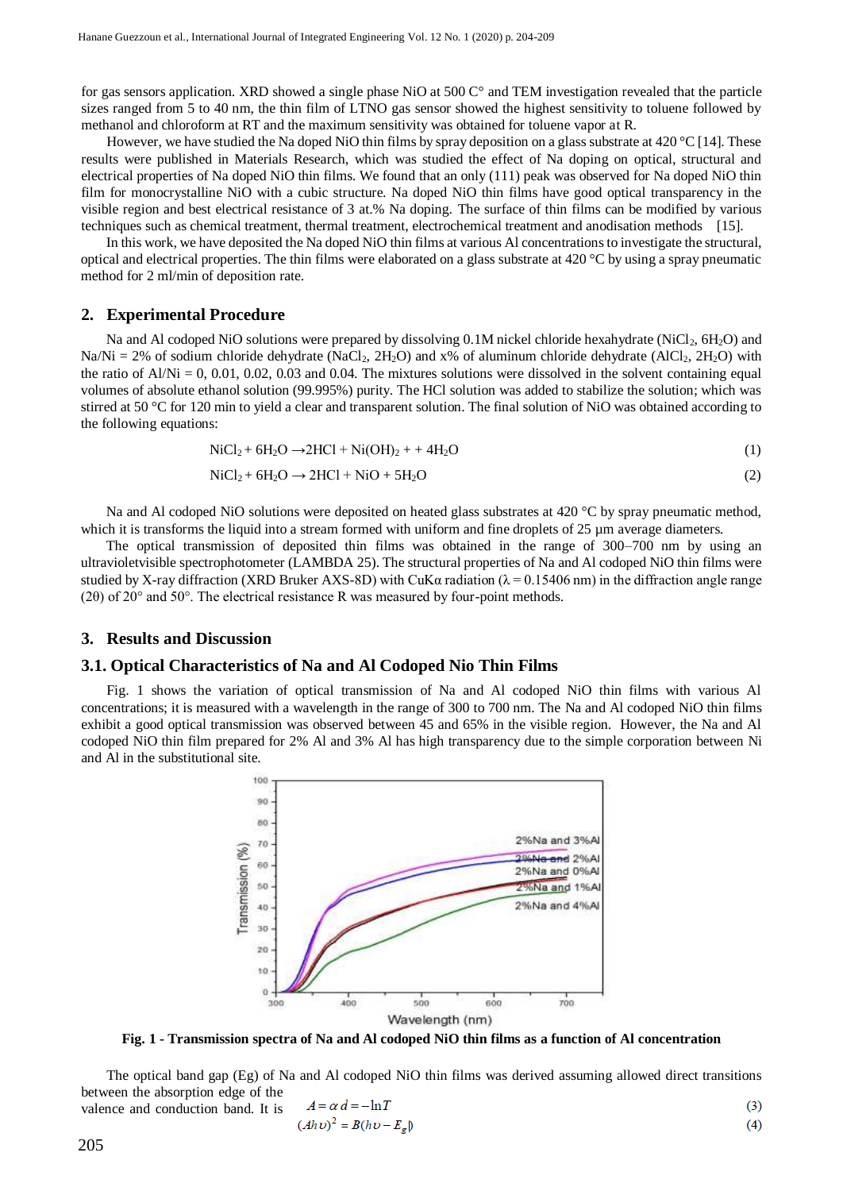for gas sensors application. XRD showed a single phase NiO at 500 C° and TEM investigation revealed that the particle sizes ranged from 5 to 40 nm, the thin film of LTNO gas sensor showed the highest sensitivity to toluene followed by methanol and chloroform at RT and the maximum sensitivity was obtained for toluene vapor at R.

However, we have studied the Na doped NiO thin films by spray deposition on a glass substrate at 420 °C [14]. These results were published in Materials Research, which was studied the effect of Na doping on optical, structural and electrical properties of Na doped NiO thin films. We found that an only (111) peak was observed for Na doped NiO thin film for monocrystalline NiO with a cubic structure. Na doped NiO thin films have good optical transparency in the visible region and best electrical resistance of 3 at.% Na doping. The surface of thin films can be modified by various techniques such as chemical treatment, thermal treatment, electrochemical treatment and anodisation methods [15].

In this work, we have deposited the Na doped NiO thin films at various Al concentrations to investigate the structural, optical and electrical properties. The thin films were elaborated on a glass substrate at 420 °C by using a spray pneumatic method for 2 ml/min of deposition rate.

## 2. Experimental Procedure

Na and Al codoped NiO solutions were prepared by dissolving 0.1M nickel chloride hexahydrate ($NiCl_2$, $6H_2O$) and Na/Ni = 2% of sodium chloride dehydrate ($NaCl_2$, $2H_2O$) and x% of aluminum chloride dehydrate ($AlCl_2$, $2H_2O$) with the ratio of Al/Ni = 0, 0.01, 0.02, 0.03 and 0.04. The mixtures solutions were dissolved in the solvent containing equal volumes of absolute ethanol solution (99.995%) purity. The HCl solution was added to stabilize the solution; which was stirred at 50 °C for 120 min to yield a clear and transparent solution. The final solution of NiO was obtained according to the following equations:

$$NiCl_2 + 6H_2O \rightarrow 2HCl + Ni(OH)_2 + + 4H_2O \tag{1}$$

$$NiCl_2 + 6H_2O \rightarrow 2HCl + NiO + 5H_2O \tag{2}$$

Na and Al codoped NiO solutions were deposited on heated glass substrates at 420 °C by spray pneumatic method, which it is transforms the liquid into a stream formed with uniform and fine droplets of 25 μm average diameters.

The optical transmission of deposited thin films was obtained in the range of 300–700 nm by using an ultravioletvisible spectrophotometer (LAMBDA 25). The structural properties of Na and Al codoped NiO thin films were studied by X-ray diffraction (XRD Bruker AXS-8D) with CuKα radiation (λ = 0.15406 nm) in the diffraction angle range (2θ) of 20° and 50°. The electrical resistance R was measured by four-point methods.

## 3. Results and Discussion

### 3.1. Optical Characteristics of Na and Al Codoped Nio Thin Films

Fig. 1 shows the variation of optical transmission of Na and Al codoped NiO thin films with various Al concentrations; it is measured with a wavelength in the range of 300 to 700 nm. The Na and Al codoped NiO thin films exhibit a good optical transmission was observed between 45 and 65% in the visible region. However, the Na and Al codoped NiO thin film prepared for 2% Al and 3% Al has high transparency due to the simple corporation between Ni and Al in the substitutional site.

**Fig. 1 - Transmission spectra of Na and Al codoped NiO thin films as a function of Al concentration**

The optical band gap (Eg) of Na and Al codoped NiO thin films was derived assuming allowed direct transitions between the absorption edge of the valence and conduction band. It is

$$A = \alpha d = -\ln T \tag{3}$$

$$(Ah\upsilon)^2 = B(h\upsilon - E_g) \tag{4}$$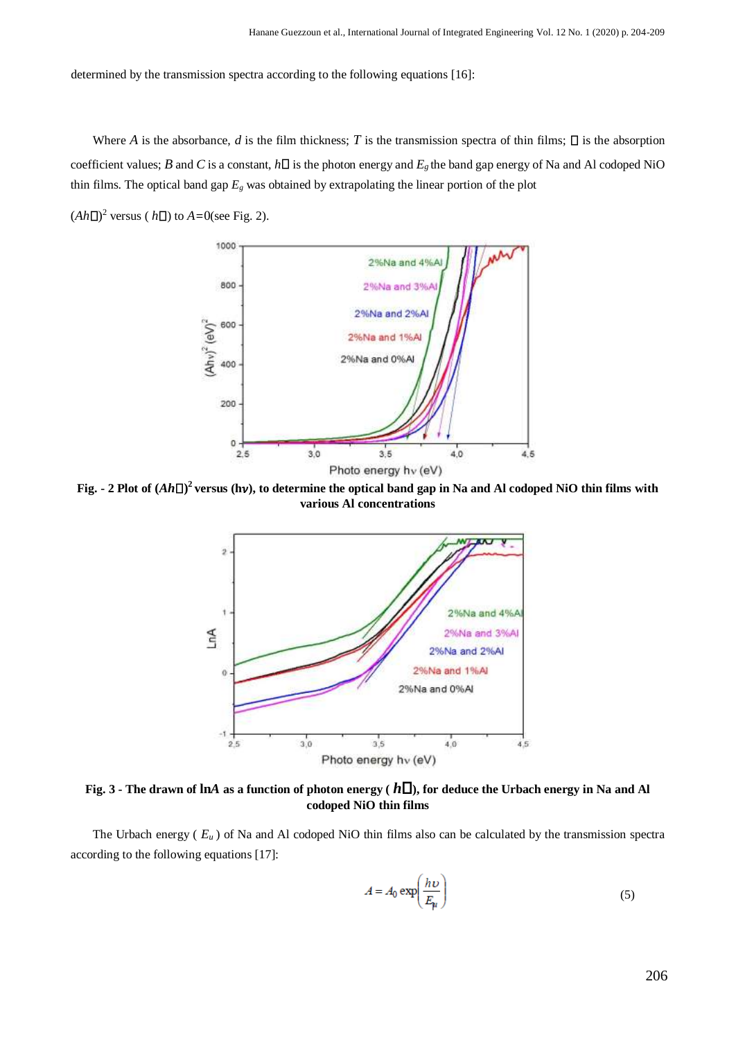determined by the transmission spectra according to the following equations [16]:

Where $A$ is the absorbance, $d$ is the film thickness; $T$ is the transmission spectra of thin films; $\alpha$ is the absorption coefficient values; $B$ and $C$ is a constant, $h\nu$ is the photon energy and $E_g$ the band gap energy of Na and Al codoped NiO thin films. The optical band gap $E_g$ was obtained by extrapolating the linear portion of the plot

$(Ah\nu)^2$ versus ( $h\nu$) to $A$=0(see Fig. 2).

**Fig. - 2 Plot of $(Ah\nu)^2$ versus (hν), to determine the optical band gap in Na and Al codoped NiO thin films with various Al concentrations**

**Fig. 3 - The drawn of ln$A$ as a function of photon energy ( $h\nu$), for deduce the Urbach energy in Na and Al codoped NiO thin films**

The Urbach energy ( $E_u$ ) of Na and Al codoped NiO thin films also can be calculated by the transmission spectra according to the following equations [17]:

$$A = A_0 \exp\left(\frac{h\upsilon}{E_u}\right) \tag{5}$$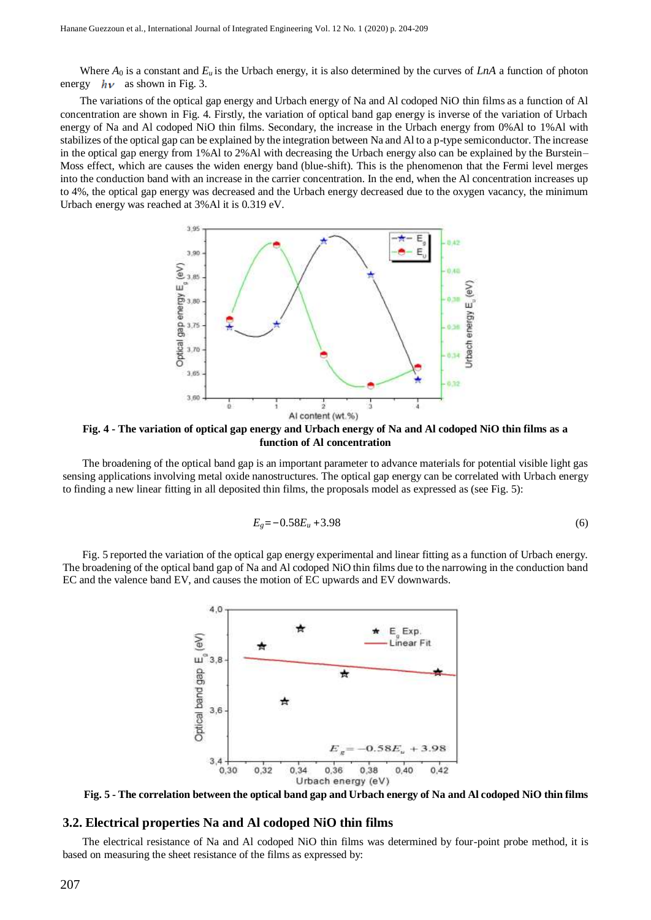Where $A_0$ is a constant and $E_u$ is the Urbach energy, it is also determined by the curves of $LnA$ a function of photon energy $h\nu$ as shown in Fig. 3.

The variations of the optical gap energy and Urbach energy of Na and Al codoped NiO thin films as a function of Al concentration are shown in Fig. 4. Firstly, the variation of optical band gap energy is inverse of the variation of Urbach energy of Na and Al codoped NiO thin films. Secondary, the increase in the Urbach energy from 0%Al to 1%Al with stabilizes of the optical gap can be explained by the integration between Na and Al to a p-type semiconductor. The increase in the optical gap energy from 1%Al to 2%Al with decreasing the Urbach energy also can be explained by the Burstein–Moss effect, which are causes the widen energy band (blue-shift). This is the phenomenon that the Fermi level merges into the conduction band with an increase in the carrier concentration. In the end, when the Al concentration increases up to 4%, the optical gap energy was decreased and the Urbach energy decreased due to the oxygen vacancy, the minimum Urbach energy was reached at 3%Al it is 0.319 eV.

**Fig. 4 - The variation of optical gap energy and Urbach energy of Na and Al codoped NiO thin films as a function of Al concentration**

The broadening of the optical band gap is an important parameter to advance materials for potential visible light gas sensing applications involving metal oxide nanostructures. The optical gap energy can be correlated with Urbach energy to finding a new linear fitting in all deposited thin films, the proposals model as expressed as (see Fig. 5):

$$E_g = -0.58E_u + 3.98 \tag{6}$$

Fig. 5 reported the variation of the optical gap energy experimental and linear fitting as a function of Urbach energy. The broadening of the optical band gap of Na and Al codoped NiO thin films due to the narrowing in the conduction band EC and the valence band EV, and causes the motion of EC upwards and EV downwards.

**Fig. 5 - The correlation between the optical band gap and Urbach energy of Na and Al codoped NiO thin films**

## 3.2. Electrical properties Na and Al codoped NiO thin films

The electrical resistance of Na and Al codoped NiO thin films was determined by four-point probe method, it is based on measuring the sheet resistance of the films as expressed by: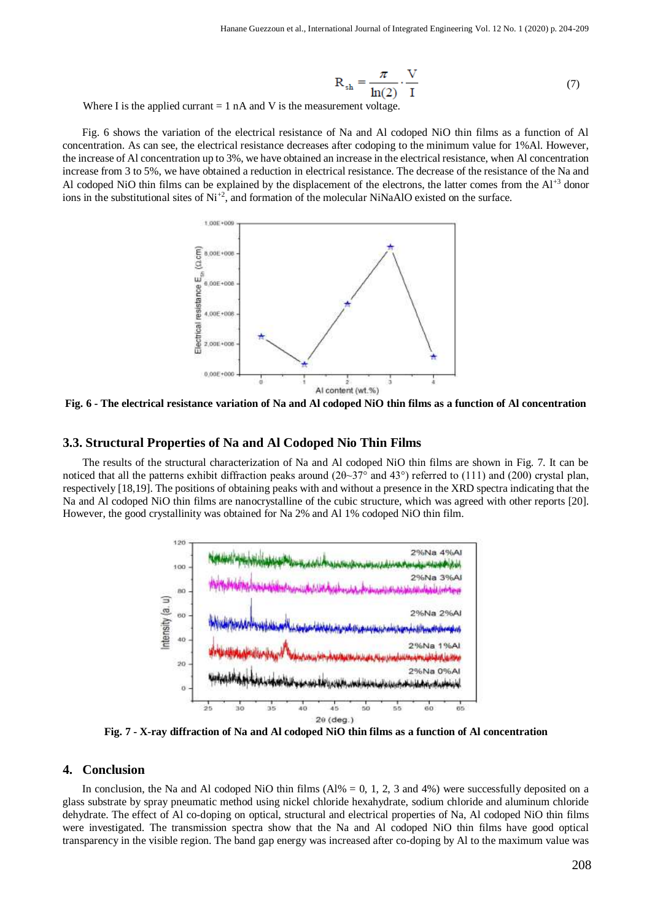$$R_{sh} = \frac{\pi}{\ln(2)} \cdot \frac{V}{I} \tag{7}$$

Where I is the applied currant = 1 nA and V is the measurement voltage.

Fig. 6 shows the variation of the electrical resistance of Na and Al codoped NiO thin films as a function of Al concentration. As can see, the electrical resistance decreases after codoping to the minimum value for 1%Al. However, the increase of Al concentration up to 3%, we have obtained an increase in the electrical resistance, when Al concentration increase from 3 to 5%, we have obtained a reduction in electrical resistance. The decrease of the resistance of the Na and Al codoped NiO thin films can be explained by the displacement of the electrons, the latter comes from the $Al^{+3}$ donor ions in the substitutional sites of $Ni^{+2}$, and formation of the molecular NiNaAlO existed on the surface.

**Fig. 6 - The electrical resistance variation of Na and Al codoped NiO thin films as a function of Al concentration**

## 3.3. Structural Properties of Na and Al Codoped Nio Thin Films

The results of the structural characterization of Na and Al codoped NiO thin films are shown in Fig. 7. It can be noticed that all the patterns exhibit diffraction peaks around (2θ~37° and 43°) referred to (111) and (200) crystal plan, respectively [18,19]. The positions of obtaining peaks with and without a presence in the XRD spectra indicating that the Na and Al codoped NiO thin films are nanocrystalline of the cubic structure, which was agreed with other reports [20]. However, the good crystallinity was obtained for Na 2% and Al 1% codoped NiO thin film.

**Fig. 7 - X-ray diffraction of Na and Al codoped NiO thin films as a function of Al concentration**

## 4. Conclusion

In conclusion, the Na and Al codoped NiO thin films (Al% = 0, 1, 2, 3 and 4%) were successfully deposited on a glass substrate by spray pneumatic method using nickel chloride hexahydrate, sodium chloride and aluminum chloride dehydrate. The effect of Al co-doping on optical, structural and electrical properties of Na, Al codoped NiO thin films were investigated. The transmission spectra show that the Na and Al codoped NiO thin films have good optical transparency in the visible region. The band gap energy was increased after co-doping by Al to the maximum value was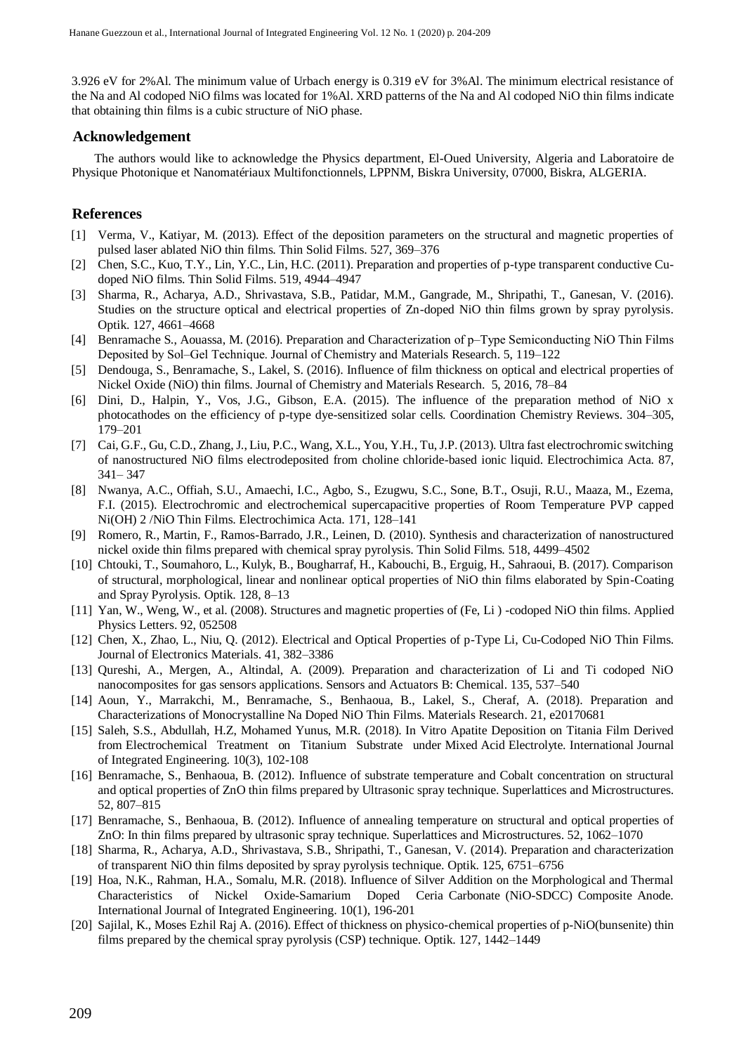3.926 eV for 2%Al. The minimum value of Urbach energy is 0.319 eV for 3%Al. The minimum electrical resistance of the Na and Al codoped NiO films was located for 1%Al. XRD patterns of the Na and Al codoped NiO thin films indicate that obtaining thin films is a cubic structure of NiO phase.

## Acknowledgement

The authors would like to acknowledge the Physics department, El-Oued University, Algeria and Laboratoire de Physique Photonique et Nanomatériaux Multifonctionnels, LPPNM, Biskra University, 07000, Biskra, ALGERIA.

## References

[1] Verma, V., Katiyar, M. (2013). Effect of the deposition parameters on the structural and magnetic properties of pulsed laser ablated NiO thin films. Thin Solid Films. 527, 369–376

[2] Chen, S.C., Kuo, T.Y., Lin, Y.C., Lin, H.C. (2011). Preparation and properties of p-type transparent conductive Cu-doped NiO films. Thin Solid Films. 519, 4944–4947

[3] Sharma, R., Acharya, A.D., Shrivastava, S.B., Patidar, M.M., Gangrade, M., Shripathi, T., Ganesan, V. (2016). Studies on the structure optical and electrical properties of Zn-doped NiO thin films grown by spray pyrolysis. Optik. 127, 4661–4668

[4] Benramache S., Aouassa, M. (2016). Preparation and Characterization of p–Type Semiconducting NiO Thin Films Deposited by Sol–Gel Technique. Journal of Chemistry and Materials Research. 5, 119–122

[5] Dendouga, S., Benramache, S., Lakel, S. (2016). Influence of film thickness on optical and electrical properties of Nickel Oxide (NiO) thin films. Journal of Chemistry and Materials Research. 5, 2016, 78–84

[6] Dini, D., Halpin, Y., Vos, J.G., Gibson, E.A. (2015). The influence of the preparation method of NiO x photocathodes on the efficiency of p-type dye-sensitized solar cells. Coordination Chemistry Reviews. 304–305, 179–201

[7] Cai, G.F., Gu, C.D., Zhang, J., Liu, P.C., Wang, X.L., You, Y.H., Tu, J.P. (2013). Ultra fast electrochromic switching of nanostructured NiO films electrodeposited from choline chloride-based ionic liquid. Electrochimica Acta. 87, 341– 347

[8] Nwanya, A.C., Offiah, S.U., Amaechi, I.C., Agbo, S., Ezugwu, S.C., Sone, B.T., Osuji, R.U., Maaza, M., Ezema, F.I. (2015). Electrochromic and electrochemical supercapacitive properties of Room Temperature PVP capped Ni(OH) 2 /NiO Thin Films. Electrochimica Acta. 171, 128–141

[9] Romero, R., Martin, F., Ramos-Barrado, J.R., Leinen, D. (2010). Synthesis and characterization of nanostructured nickel oxide thin films prepared with chemical spray pyrolysis. Thin Solid Films. 518, 4499–4502

[10] Chtouki, T., Soumahoro, L., Kulyk, B., Bougharraf, H., Kabouchi, B., Erguig, H., Sahraoui, B. (2017). Comparison of structural, morphological, linear and nonlinear optical properties of NiO thin films elaborated by Spin-Coating and Spray Pyrolysis. Optik. 128, 8–13

[11] Yan, W., Weng, W., et al. (2008). Structures and magnetic properties of (Fe, Li ) -codoped NiO thin films. Applied Physics Letters. 92, 052508

[12] Chen, X., Zhao, L., Niu, Q. (2012). Electrical and Optical Properties of p-Type Li, Cu-Codoped NiO Thin Films. Journal of Electronics Materials. 41, 382–3386

[13] Qureshi, A., Mergen, A., Altindal, A. (2009). Preparation and characterization of Li and Ti codoped NiO nanocomposites for gas sensors applications. Sensors and Actuators B: Chemical. 135, 537–540

[14] Aoun, Y., Marrakchi, M., Benramache, S., Benhaoua, B., Lakel, S., Cheraf, A. (2018). Preparation and Characterizations of Monocrystalline Na Doped NiO Thin Films. Materials Research. 21, e20170681

[15] Saleh, S.S., Abdullah, H.Z, Mohamed Yunus, M.R. (2018). In Vitro Apatite Deposition on Titania Film Derived from Electrochemical Treatment on Titanium Substrate under Mixed Acid Electrolyte. International Journal of Integrated Engineering. 10(3), 102-108

[16] Benramache, S., Benhaoua, B. (2012). Influence of substrate temperature and Cobalt concentration on structural and optical properties of ZnO thin films prepared by Ultrasonic spray technique. Superlattices and Microstructures. 52, 807–815

[17] Benramache, S., Benhaoua, B. (2012). Influence of annealing temperature on structural and optical properties of ZnO: In thin films prepared by ultrasonic spray technique. Superlattices and Microstructures. 52, 1062–1070

[18] Sharma, R., Acharya, A.D., Shrivastava, S.B., Shripathi, T., Ganesan, V. (2014). Preparation and characterization of transparent NiO thin films deposited by spray pyrolysis technique. Optik. 125, 6751–6756

[19] Hoa, N.K., Rahman, H.A., Somalu, M.R. (2018). Influence of Silver Addition on the Morphological and Thermal Characteristics of Nickel Oxide-Samarium Doped Ceria Carbonate (NiO-SDCC) Composite Anode. International Journal of Integrated Engineering. 10(1), 196-201

[20] Sajilal, K., Moses Ezhil Raj A. (2016). Effect of thickness on physico-chemical properties of p-NiO(bunsenite) thin films prepared by the chemical spray pyrolysis (CSP) technique. Optik. 127, 1442–1449